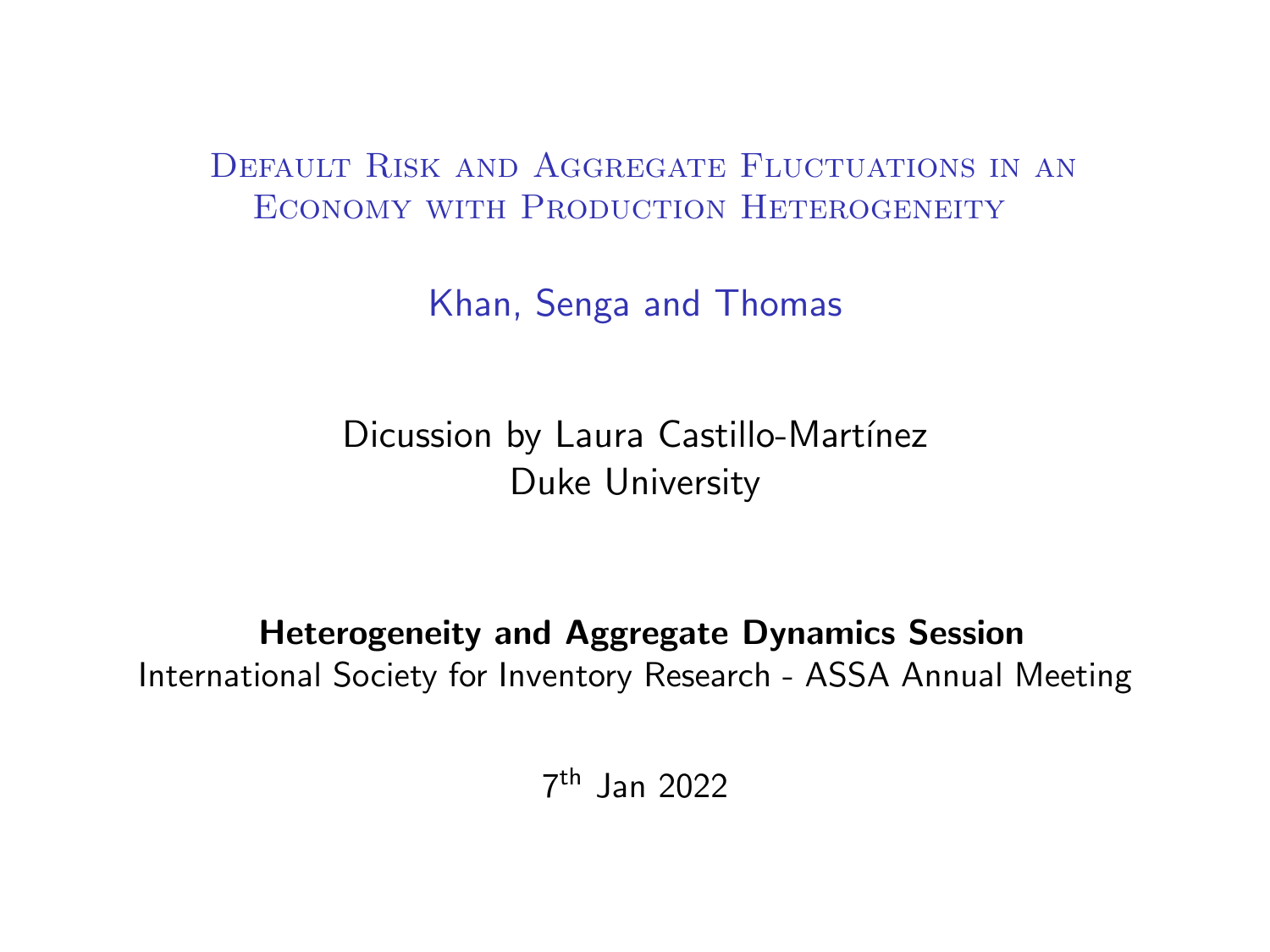# Default Risk and Aggregate Fluctuations in an Economy with Production Heterogeneity

Khan, Senga and Thomas

Dicussion by Laura Castillo-Martínez
Duke University

**Heterogeneity and Aggregate Dynamics Session**
International Society for Inventory Research - ASSA Annual Meeting

$7^{\text{th}}$ Jan 2022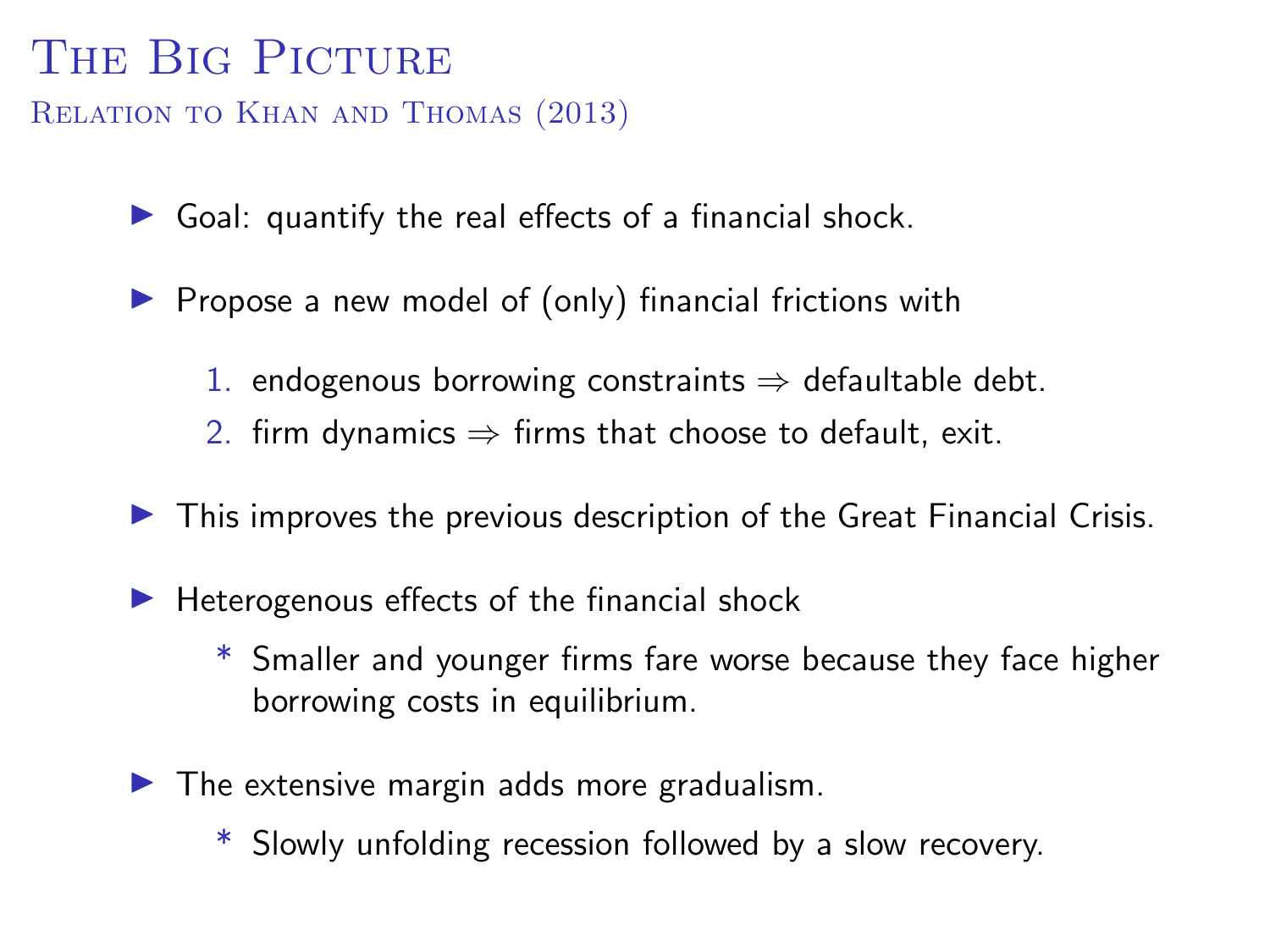# The Big Picture

## Relation to Khan and Thomas (2013)

- Goal: quantify the real effects of a financial shock.
- Propose a new model of (only) financial frictions with
  1. endogenous borrowing constraints ⇒ defaultable debt.
  2. firm dynamics ⇒ firms that choose to default, exit.
- This improves the previous description of the Great Financial Crisis.
- Heterogenous effects of the financial shock
  - Smaller and younger firms fare worse because they face higher borrowing costs in equilibrium.
- The extensive margin adds more gradualism.
  - Slowly unfolding recession followed by a slow recovery.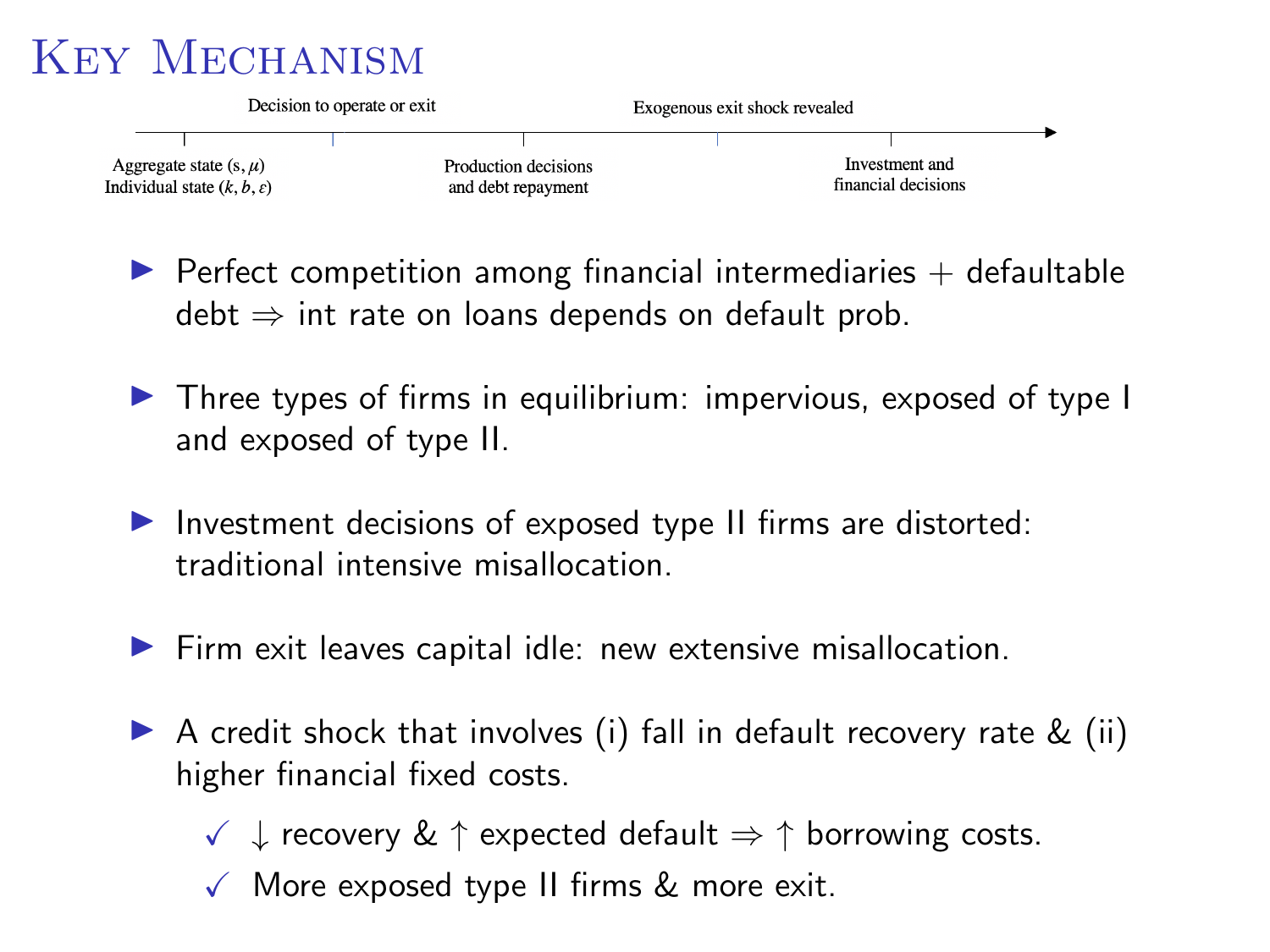# Key Mechanism

Decision to operate or exit — Exogenous exit shock revealed

Aggregate state $(s, \mu)$
Individual state $(k, b, \varepsilon)$ — Production decisions and debt repayment — Investment and financial decisions

- Perfect competition among financial intermediaries + defaultable debt ⇒ int rate on loans depends on default prob.
- Three types of firms in equilibrium: impervious, exposed of type I and exposed of type II.
- Investment decisions of exposed type II firms are distorted: traditional intensive misallocation.
- Firm exit leaves capital idle: new extensive misallocation.
- A credit shock that involves (i) fall in default recovery rate & (ii) higher financial fixed costs.
  - ✓ ↓ recovery & ↑ expected default ⇒ ↑ borrowing costs.
  - ✓ More exposed type II firms & more exit.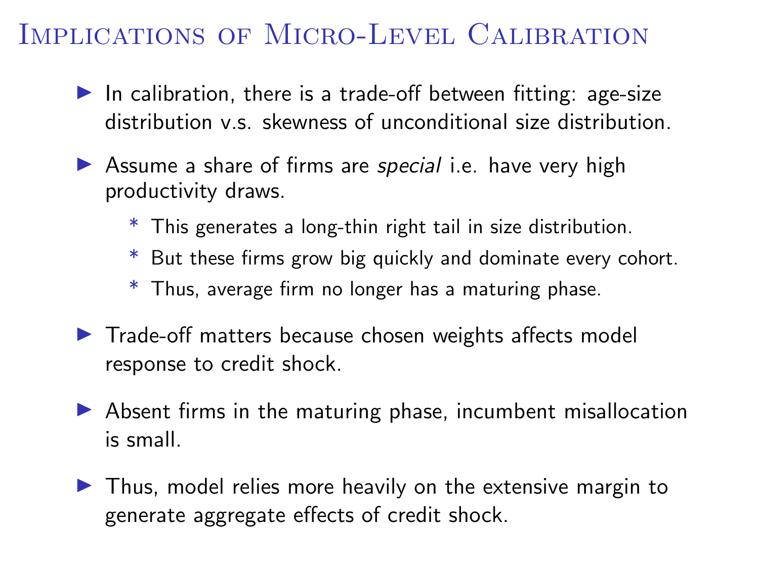# Implications of Micro-Level Calibration

- In calibration, there is a trade-off between fitting: age-size distribution v.s. skewness of unconditional size distribution.
- Assume a share of firms are *special* i.e. have very high productivity draws.
  - This generates a long-thin right tail in size distribution.
  - But these firms grow big quickly and dominate every cohort.
  - Thus, average firm no longer has a maturing phase.
- Trade-off matters because chosen weights affects model response to credit shock.
- Absent firms in the maturing phase, incumbent misallocation is small.
- Thus, model relies more heavily on the extensive margin to generate aggregate effects of credit shock.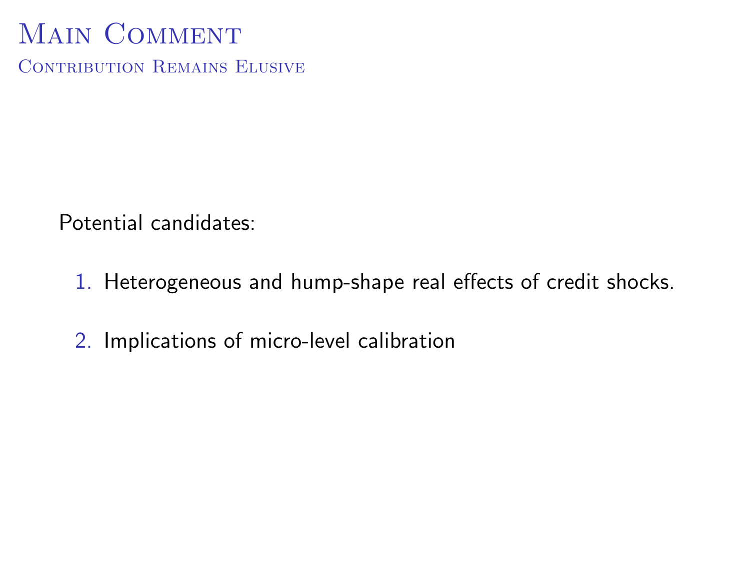# Main Comment

## Contribution Remains Elusive

Potential candidates:

1. Heterogeneous and hump-shape real effects of credit shocks.
2. Implications of micro-level calibration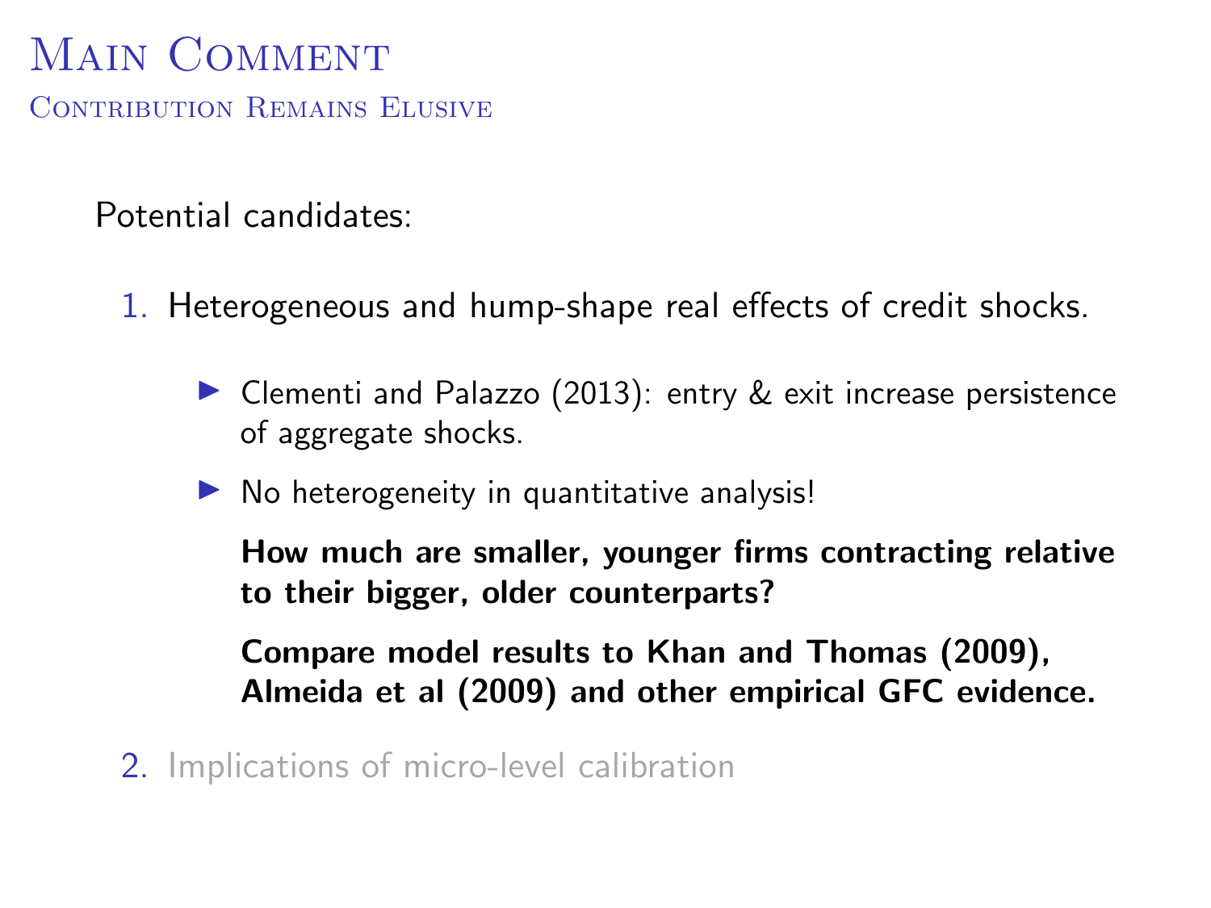# Main Comment

## Contribution Remains Elusive

Potential candidates:

1. Heterogeneous and hump-shape real effects of credit shocks.
   - Clementi and Palazzo (2013): entry & exit increase persistence of aggregate shocks.
   - No heterogeneity in quantitative analysis!

     **How much are smaller, younger firms contracting relative to their bigger, older counterparts?**

     **Compare model results to Khan and Thomas (2009), Almeida et al (2009) and other empirical GFC evidence.**
2. Implications of micro-level calibration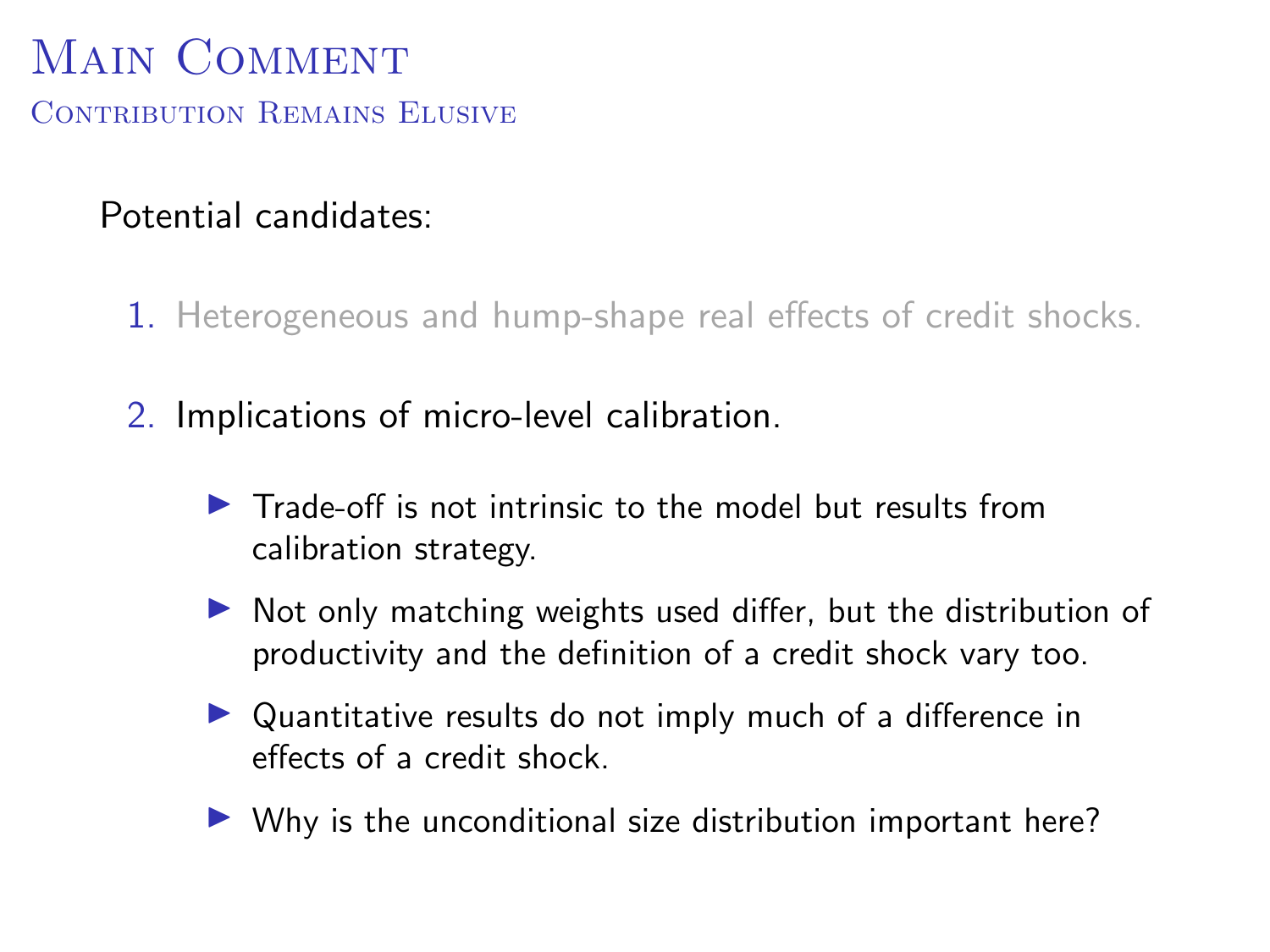# Main Comment

## Contribution Remains Elusive

Potential candidates:

1. Heterogeneous and hump-shape real effects of credit shocks.
2. Implications of micro-level calibration.
   - Trade-off is not intrinsic to the model but results from calibration strategy.
   - Not only matching weights used differ, but the distribution of productivity and the definition of a credit shock vary too.
   - Quantitative results do not imply much of a difference in effects of a credit shock.
   - Why is the unconditional size distribution important here?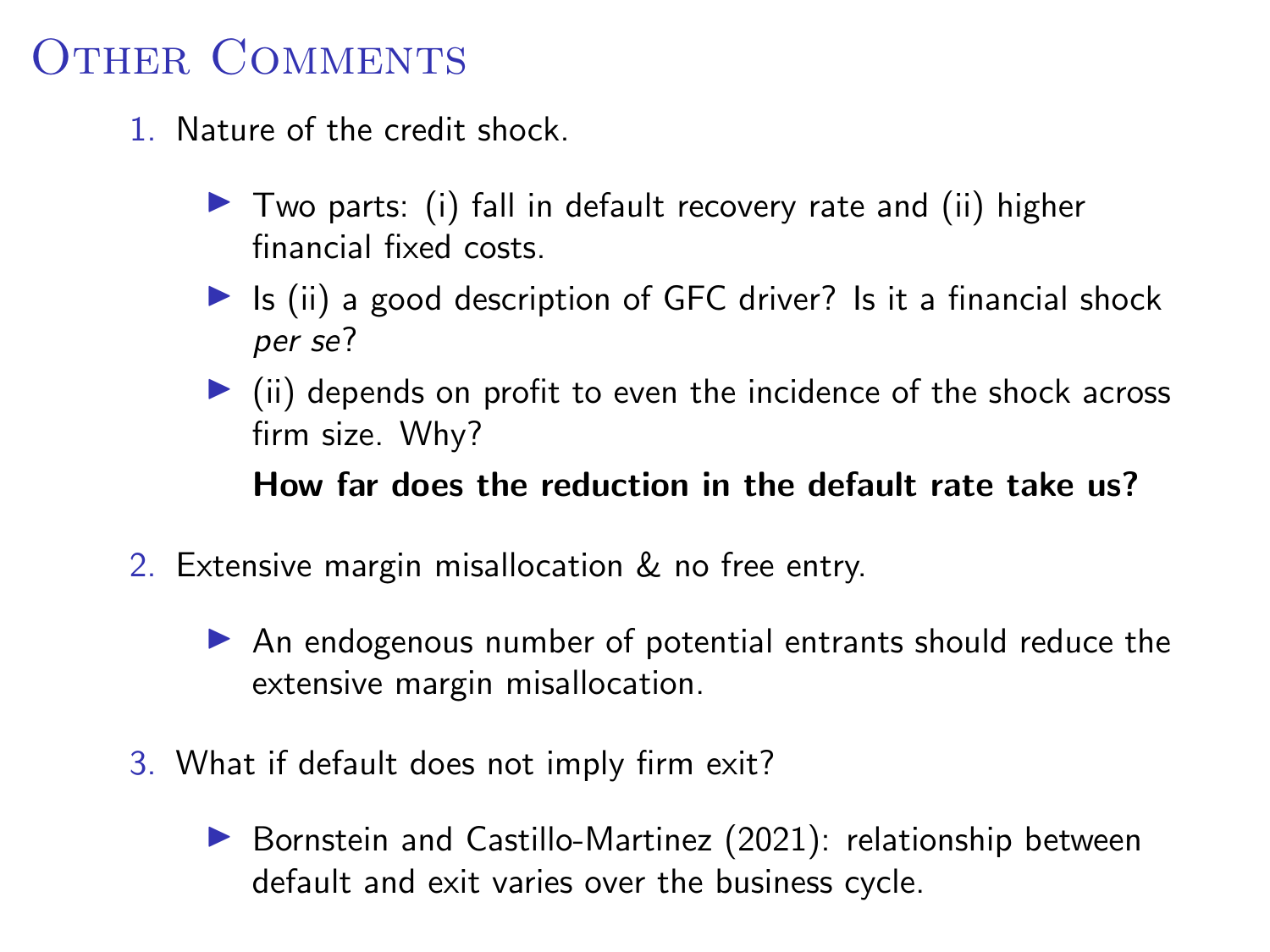# Other Comments

1. Nature of the credit shock.
   - Two parts: (i) fall in default recovery rate and (ii) higher financial fixed costs.
   - Is (ii) a good description of GFC driver? Is it a financial shock *per se*?
   - (ii) depends on profit to even the incidence of the shock across firm size. Why?

   **How far does the reduction in the default rate take us?**

2. Extensive margin misallocation & no free entry.
   - An endogenous number of potential entrants should reduce the extensive margin misallocation.

3. What if default does not imply firm exit?
   - Bornstein and Castillo-Martinez (2021): relationship between default and exit varies over the business cycle.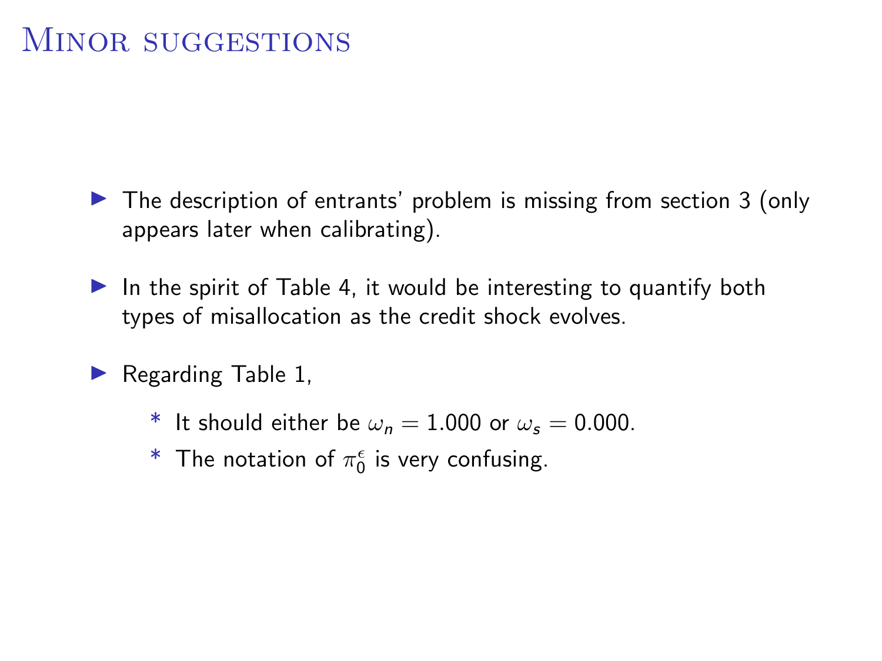# Minor suggestions

- The description of entrants' problem is missing from section 3 (only appears later when calibrating).
- In the spirit of Table 4, it would be interesting to quantify both types of misallocation as the credit shock evolves.
- Regarding Table 1,
  - It should either be $\omega_n = 1.000$ or $\omega_s = 0.000$.
  - The notation of $\pi_0^{\epsilon}$ is very confusing.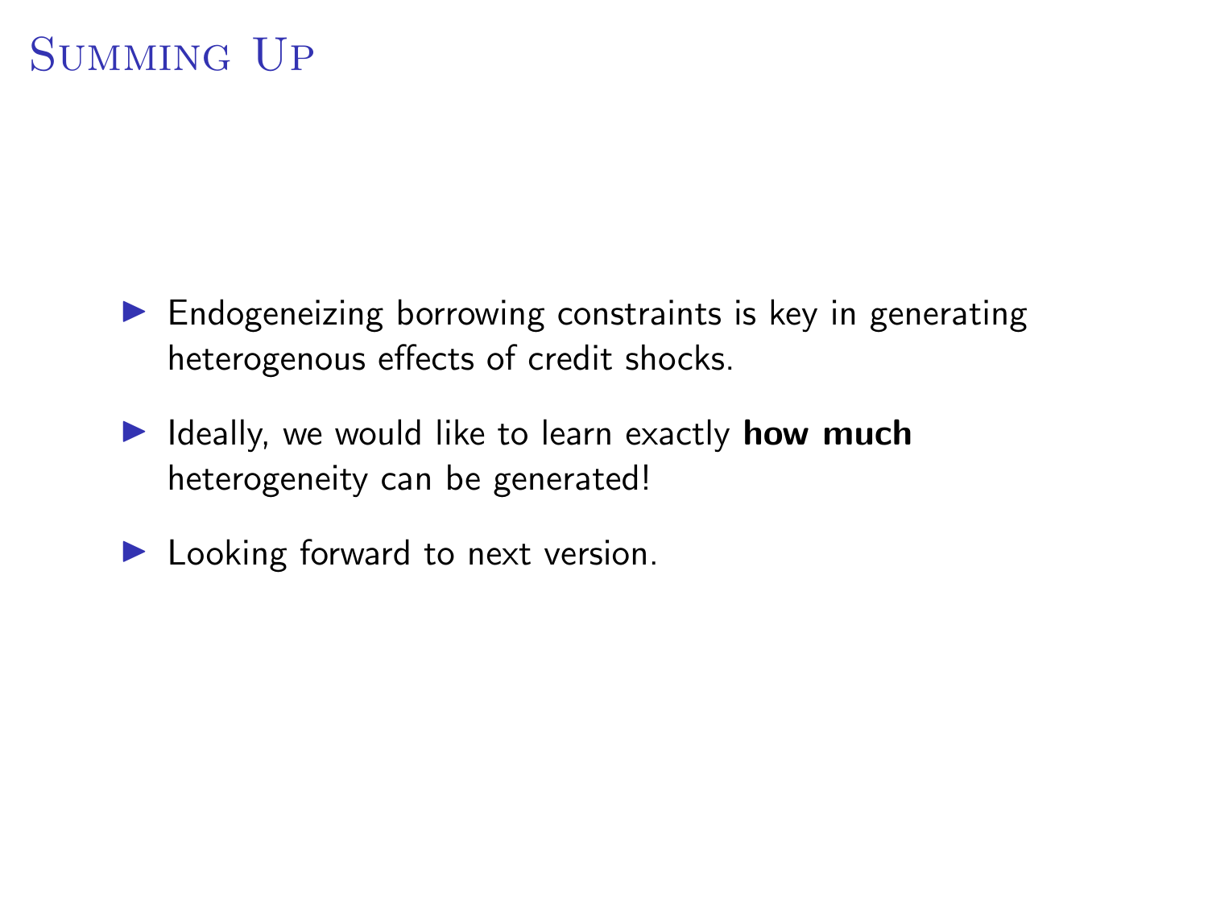# Summing Up

- Endogeneizing borrowing constraints is key in generating heterogenous effects of credit shocks.
- Ideally, we would like to learn exactly **how much** heterogeneity can be generated!
- Looking forward to next version.